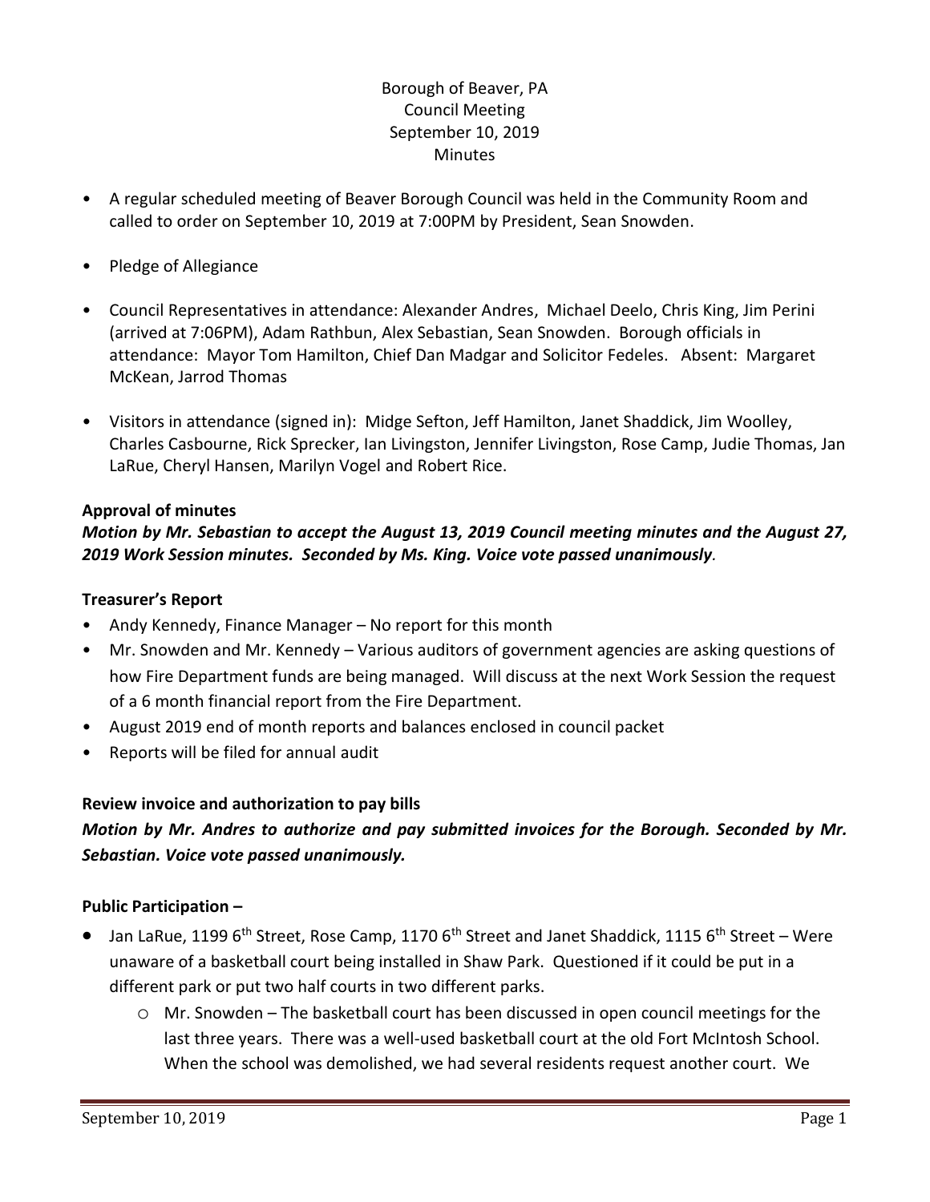Borough of Beaver, PA
Council Meeting
September 10, 2019
Minutes

- A regular scheduled meeting of Beaver Borough Council was held in the Community Room and called to order on September 10, 2019 at 7:00PM by President, Sean Snowden.
- Pledge of Allegiance
- Council Representatives in attendance: Alexander Andres, Michael Deelo, Chris King, Jim Perini (arrived at 7:06PM), Adam Rathbun, Alex Sebastian, Sean Snowden. Borough officials in attendance: Mayor Tom Hamilton, Chief Dan Madgar and Solicitor Fedeles. Absent: Margaret McKean, Jarrod Thomas
- Visitors in attendance (signed in): Midge Sefton, Jeff Hamilton, Janet Shaddick, Jim Woolley, Charles Casbourne, Rick Sprecker, Ian Livingston, Jennifer Livingston, Rose Camp, Judie Thomas, Jan LaRue, Cheryl Hansen, Marilyn Vogel and Robert Rice.

**Approval of minutes**

***Motion by Mr. Sebastian to accept the August 13, 2019 Council meeting minutes and the August 27, 2019 Work Session minutes. Seconded by Ms. King. Voice vote passed unanimously.***

**Treasurer's Report**

- Andy Kennedy, Finance Manager – No report for this month
- Mr. Snowden and Mr. Kennedy – Various auditors of government agencies are asking questions of how Fire Department funds are being managed. Will discuss at the next Work Session the request of a 6 month financial report from the Fire Department.
- August 2019 end of month reports and balances enclosed in council packet
- Reports will be filed for annual audit

**Review invoice and authorization to pay bills**

***Motion by Mr. Andres to authorize and pay submitted invoices for the Borough. Seconded by Mr. Sebastian. Voice vote passed unanimously.***

**Public Participation –**

- Jan LaRue, 1199 6th Street, Rose Camp, 1170 6th Street and Janet Shaddick, 1115 6th Street – Were unaware of a basketball court being installed in Shaw Park. Questioned if it could be put in a different park or put two half courts in two different parks.
  - Mr. Snowden – The basketball court has been discussed in open council meetings for the last three years. There was a well-used basketball court at the old Fort McIntosh School. When the school was demolished, we had several residents request another court. We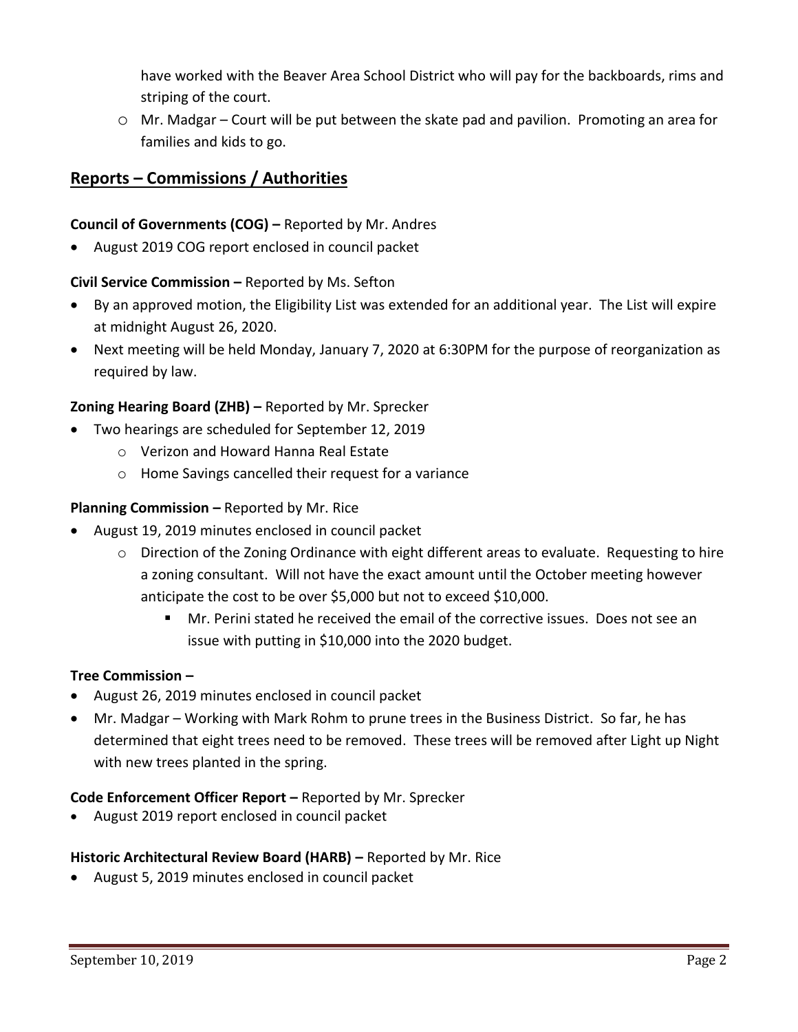have worked with the Beaver Area School District who will pay for the backboards, rims and striping of the court.

- Mr. Madgar – Court will be put between the skate pad and pavilion. Promoting an area for families and kids to go.

## Reports – Commissions / Authorities

**Council of Governments (COG) –** Reported by Mr. Andres

- August 2019 COG report enclosed in council packet

**Civil Service Commission –** Reported by Ms. Sefton

- By an approved motion, the Eligibility List was extended for an additional year. The List will expire at midnight August 26, 2020.
- Next meeting will be held Monday, January 7, 2020 at 6:30PM for the purpose of reorganization as required by law.

**Zoning Hearing Board (ZHB) –** Reported by Mr. Sprecker

- Two hearings are scheduled for September 12, 2019
  - Verizon and Howard Hanna Real Estate
  - Home Savings cancelled their request for a variance

**Planning Commission –** Reported by Mr. Rice

- August 19, 2019 minutes enclosed in council packet
  - Direction of the Zoning Ordinance with eight different areas to evaluate. Requesting to hire a zoning consultant. Will not have the exact amount until the October meeting however anticipate the cost to be over $5,000 but not to exceed $10,000.
    - Mr. Perini stated he received the email of the corrective issues. Does not see an issue with putting in $10,000 into the 2020 budget.

**Tree Commission –**

- August 26, 2019 minutes enclosed in council packet
- Mr. Madgar – Working with Mark Rohm to prune trees in the Business District. So far, he has determined that eight trees need to be removed. These trees will be removed after Light up Night with new trees planted in the spring.

**Code Enforcement Officer Report –** Reported by Mr. Sprecker

- August 2019 report enclosed in council packet

**Historic Architectural Review Board (HARB) –** Reported by Mr. Rice

- August 5, 2019 minutes enclosed in council packet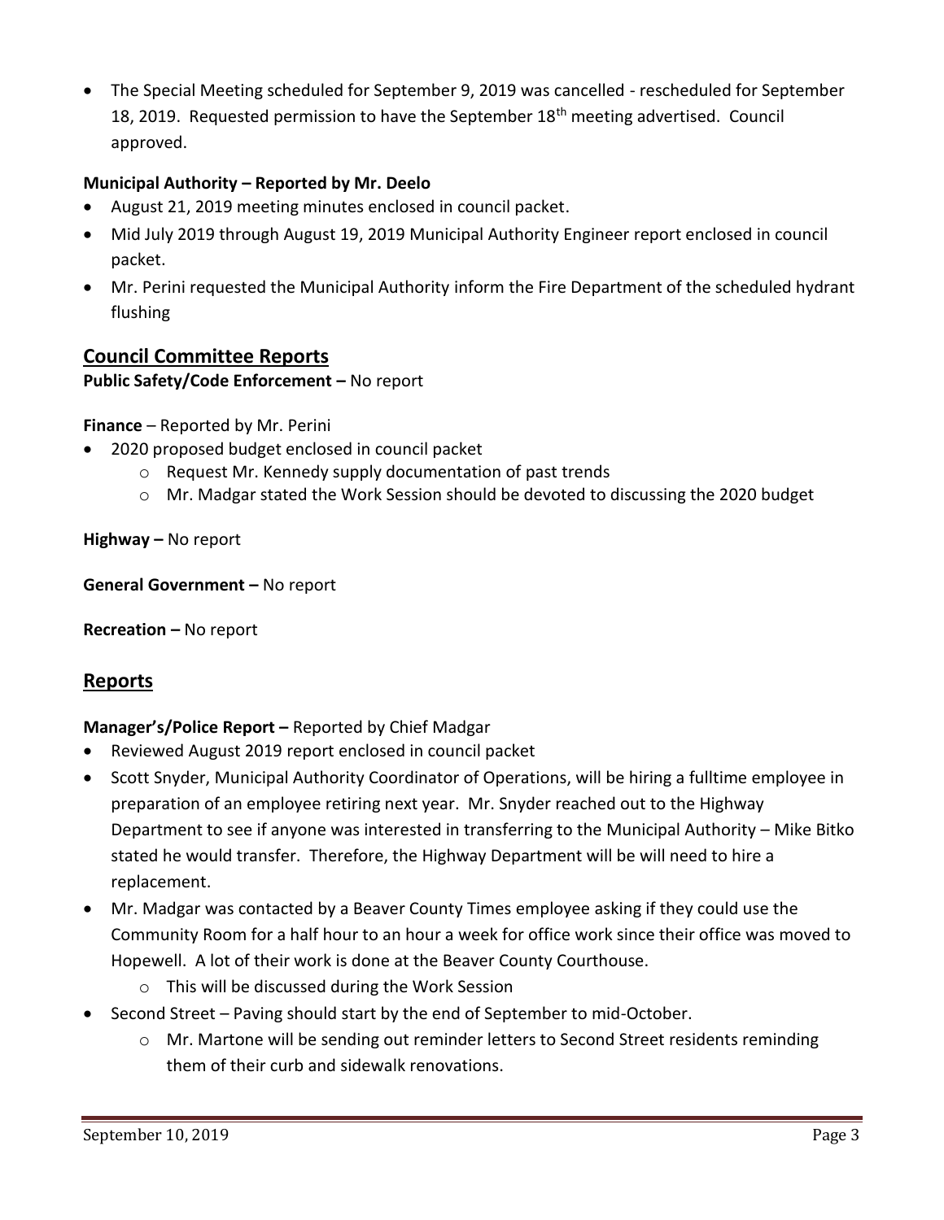- The Special Meeting scheduled for September 9, 2019 was cancelled - rescheduled for September 18, 2019. Requested permission to have the September 18th meeting advertised. Council approved.

**Municipal Authority – Reported by Mr. Deelo**

- August 21, 2019 meeting minutes enclosed in council packet.
- Mid July 2019 through August 19, 2019 Municipal Authority Engineer report enclosed in council packet.
- Mr. Perini requested the Municipal Authority inform the Fire Department of the scheduled hydrant flushing

## Council Committee Reports

**Public Safety/Code Enforcement –** No report

**Finance** – Reported by Mr. Perini

- 2020 proposed budget enclosed in council packet
    - Request Mr. Kennedy supply documentation of past trends
    - Mr. Madgar stated the Work Session should be devoted to discussing the 2020 budget

**Highway –** No report

**General Government –** No report

**Recreation –** No report

## Reports

**Manager's/Police Report –** Reported by Chief Madgar

- Reviewed August 2019 report enclosed in council packet
- Scott Snyder, Municipal Authority Coordinator of Operations, will be hiring a fulltime employee in preparation of an employee retiring next year. Mr. Snyder reached out to the Highway Department to see if anyone was interested in transferring to the Municipal Authority – Mike Bitko stated he would transfer. Therefore, the Highway Department will be will need to hire a replacement.
- Mr. Madgar was contacted by a Beaver County Times employee asking if they could use the Community Room for a half hour to an hour a week for office work since their office was moved to Hopewell. A lot of their work is done at the Beaver County Courthouse.
    - This will be discussed during the Work Session
- Second Street – Paving should start by the end of September to mid-October.
    - Mr. Martone will be sending out reminder letters to Second Street residents reminding them of their curb and sidewalk renovations.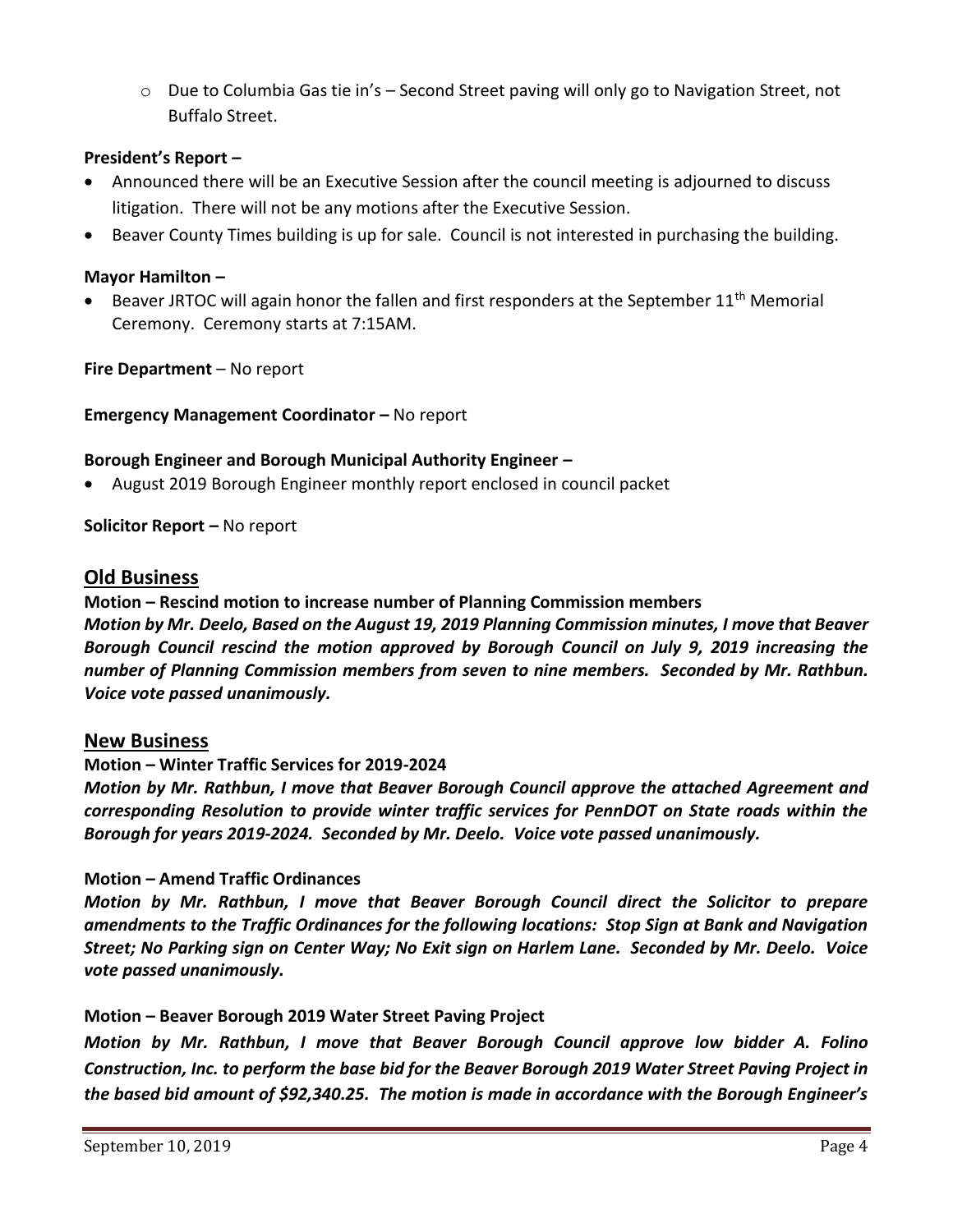- Due to Columbia Gas tie in's – Second Street paving will only go to Navigation Street, not Buffalo Street.

**President's Report –**

- Announced there will be an Executive Session after the council meeting is adjourned to discuss litigation. There will not be any motions after the Executive Session.
- Beaver County Times building is up for sale. Council is not interested in purchasing the building.

**Mayor Hamilton –**

- Beaver JRTOC will again honor the fallen and first responders at the September 11th Memorial Ceremony. Ceremony starts at 7:15AM.

**Fire Department** – No report

**Emergency Management Coordinator –** No report

**Borough Engineer and Borough Municipal Authority Engineer –**

- August 2019 Borough Engineer monthly report enclosed in council packet

**Solicitor Report –** No report

## Old Business

**Motion – Rescind motion to increase number of Planning Commission members**

***Motion by Mr. Deelo, Based on the August 19, 2019 Planning Commission minutes, I move that Beaver Borough Council rescind the motion approved by Borough Council on July 9, 2019 increasing the number of Planning Commission members from seven to nine members. Seconded by Mr. Rathbun. Voice vote passed unanimously.***

## New Business

**Motion – Winter Traffic Services for 2019-2024**

***Motion by Mr. Rathbun, I move that Beaver Borough Council approve the attached Agreement and corresponding Resolution to provide winter traffic services for PennDOT on State roads within the Borough for years 2019-2024. Seconded by Mr. Deelo. Voice vote passed unanimously.***

**Motion – Amend Traffic Ordinances**

***Motion by Mr. Rathbun, I move that Beaver Borough Council direct the Solicitor to prepare amendments to the Traffic Ordinances for the following locations: Stop Sign at Bank and Navigation Street; No Parking sign on Center Way; No Exit sign on Harlem Lane. Seconded by Mr. Deelo. Voice vote passed unanimously.***

**Motion – Beaver Borough 2019 Water Street Paving Project**

***Motion by Mr. Rathbun, I move that Beaver Borough Council approve low bidder A. Folino Construction, Inc. to perform the base bid for the Beaver Borough 2019 Water Street Paving Project in the based bid amount of $92,340.25. The motion is made in accordance with the Borough Engineer's***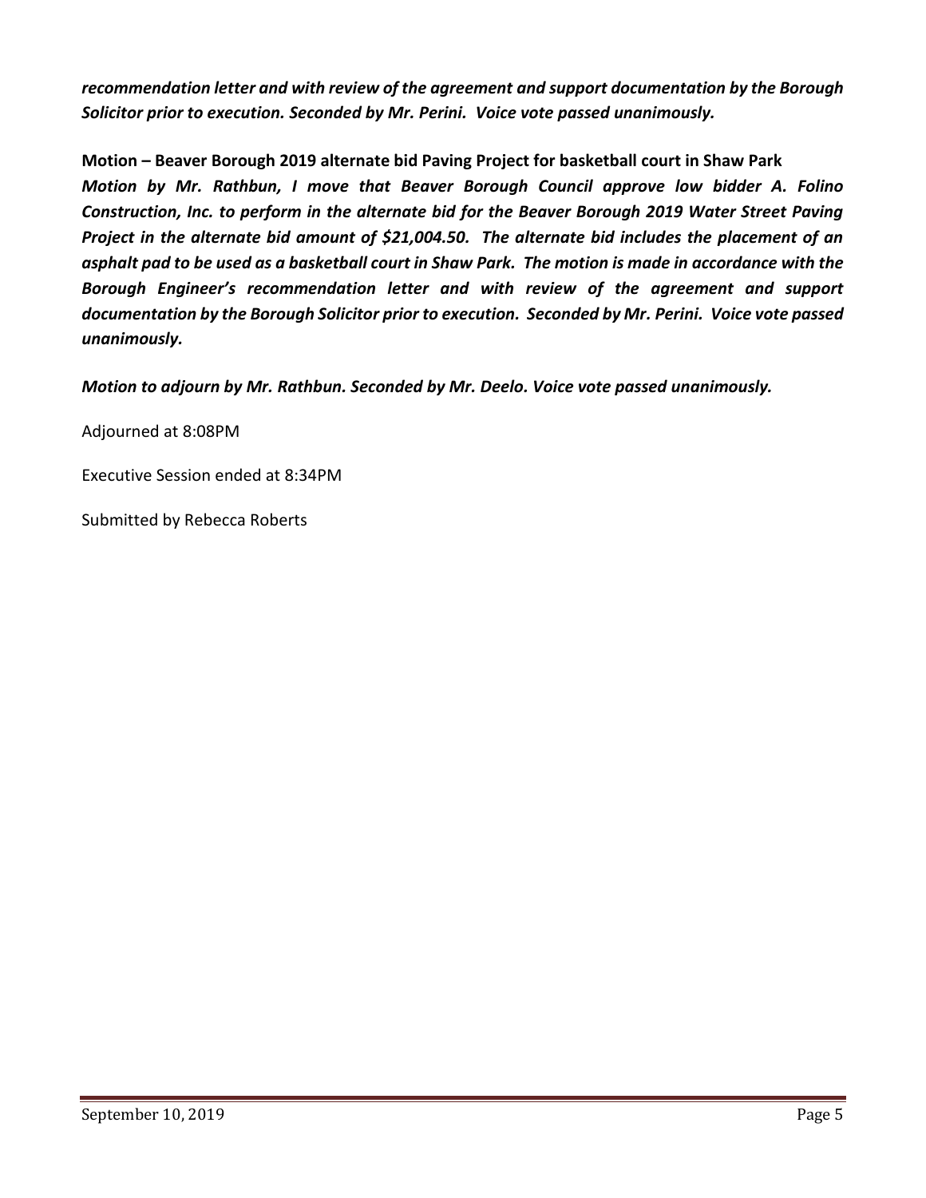*recommendation letter and with review of the agreement and support documentation by the Borough Solicitor prior to execution. Seconded by Mr. Perini. Voice vote passed unanimously.*

**Motion – Beaver Borough 2019 alternate bid Paving Project for basketball court in Shaw Park**

***Motion by Mr. Rathbun, I move that Beaver Borough Council approve low bidder A. Folino Construction, Inc. to perform in the alternate bid for the Beaver Borough 2019 Water Street Paving Project in the alternate bid amount of $21,004.50. The alternate bid includes the placement of an asphalt pad to be used as a basketball court in Shaw Park. The motion is made in accordance with the Borough Engineer's recommendation letter and with review of the agreement and support documentation by the Borough Solicitor prior to execution. Seconded by Mr. Perini. Voice vote passed unanimously.***

***Motion to adjourn by Mr. Rathbun. Seconded by Mr. Deelo. Voice vote passed unanimously.***

Adjourned at 8:08PM

Executive Session ended at 8:34PM

Submitted by Rebecca Roberts